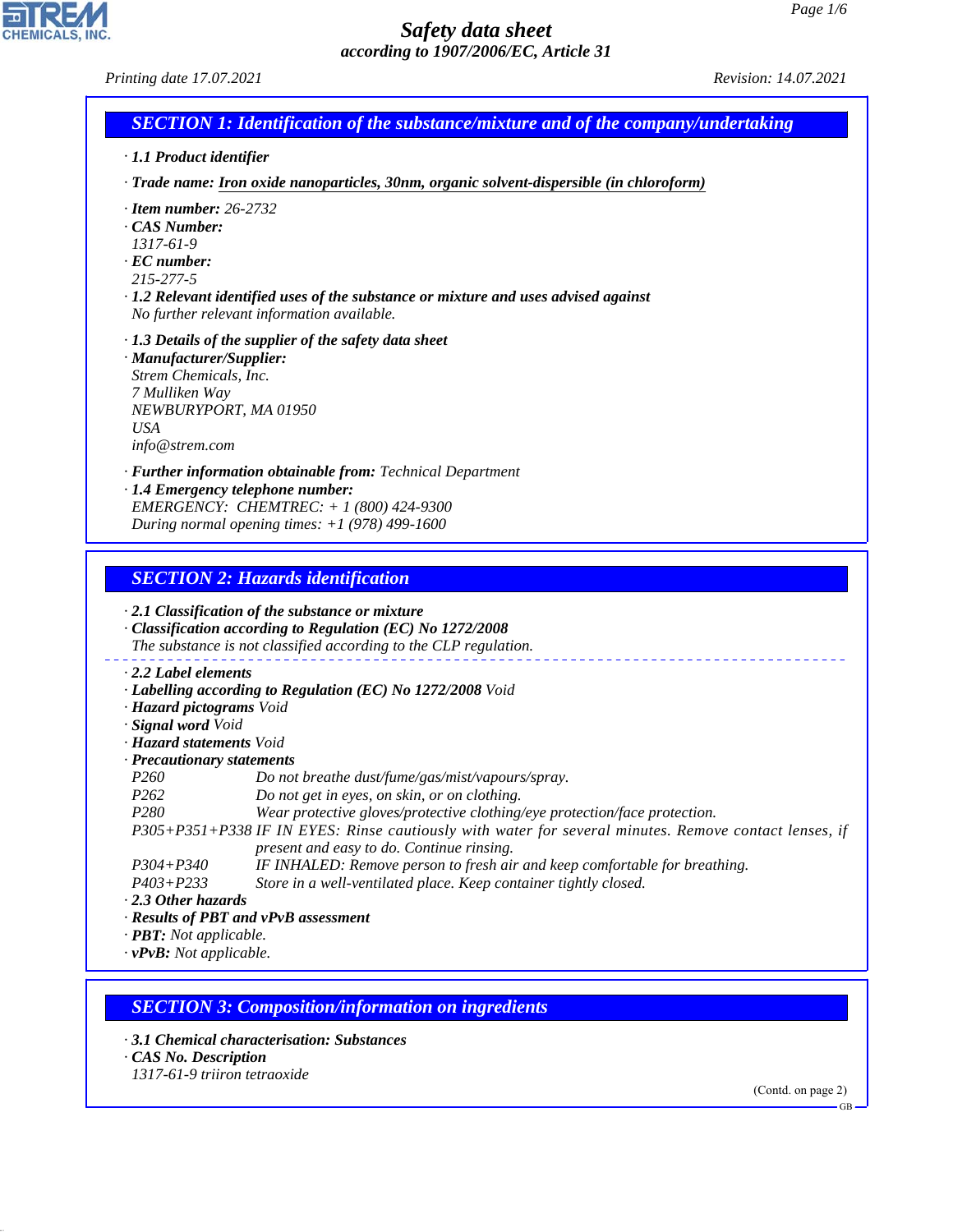# Safety data sheet

***according to 1907/2006/EC, Article 31***

*Printing date 17.07.2021* *Revision: 14.07.2021*

## SECTION 1: Identification of the substance/mixture and of the company/undertaking

· **1.1 Product identifier**

· **Trade name:** **Iron oxide nanoparticles, 30nm, organic solvent-dispersible (in chloroform)**

· **Item number:** 26-2732
· **CAS Number:**
1317-61-9
· **EC number:**
215-277-5
· **1.2 Relevant identified uses of the substance or mixture and uses advised against**
No further relevant information available.

· **1.3 Details of the supplier of the safety data sheet**
· **Manufacturer/Supplier:**
Strem Chemicals, Inc.
7 Mulliken Way
NEWBURYPORT, MA 01950
USA
info@strem.com

· **Further information obtainable from:** Technical Department
· **1.4 Emergency telephone number:**
EMERGENCY: CHEMTREC: + 1 (800) 424-9300
During normal opening times: +1 (978) 499-1600

## SECTION 2: Hazards identification

· **2.1 Classification of the substance or mixture**
· **Classification according to Regulation (EC) No 1272/2008**
The substance is not classified according to the CLP regulation.

· **2.2 Label elements**
· **Labelling according to Regulation (EC) No 1272/2008** Void
· **Hazard pictograms** Void
· **Signal word** Void
· **Hazard statements** Void
· **Precautionary statements**

P260 Do not breathe dust/fume/gas/mist/vapours/spray.
P262 Do not get in eyes, on skin, or on clothing.
P280 Wear protective gloves/protective clothing/eye protection/face protection.
P305+P351+P338 IF IN EYES: Rinse cautiously with water for several minutes. Remove contact lenses, if present and easy to do. Continue rinsing.
P304+P340 IF INHALED: Remove person to fresh air and keep comfortable for breathing.
P403+P233 Store in a well-ventilated place. Keep container tightly closed.

· **2.3 Other hazards**
· **Results of PBT and vPvB assessment**
· **PBT:** Not applicable.
· **vPvB:** Not applicable.

## SECTION 3: Composition/information on ingredients

· **3.1 Chemical characterisation: Substances**
· **CAS No. Description**
1317-61-9 triiron tetraoxide

(Contd. on page 2)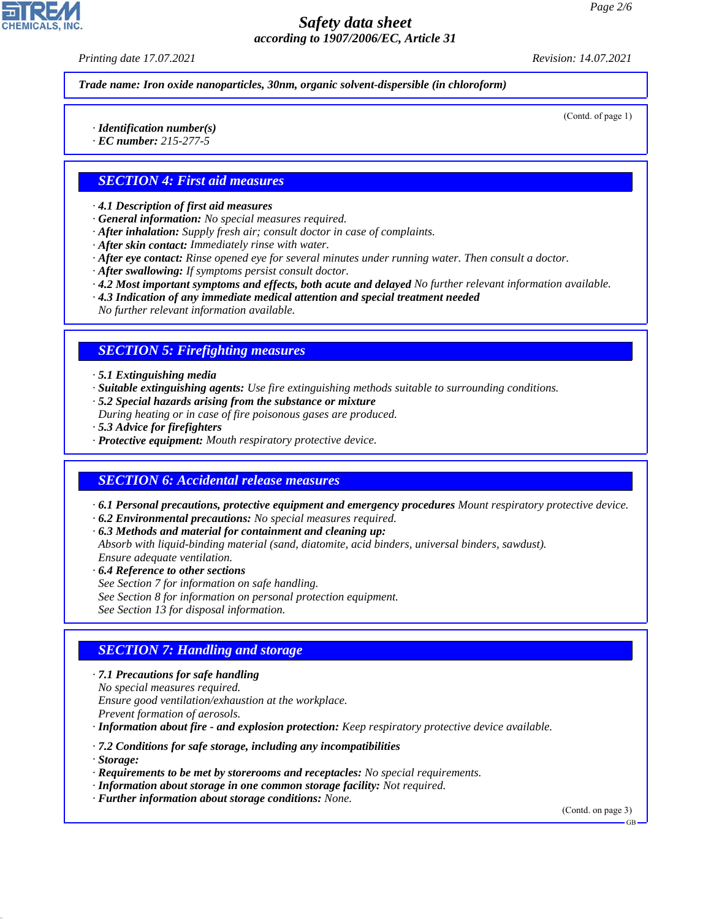*Trade name: Iron oxide nanoparticles, 30nm, organic solvent-dispersible (in chloroform)*

(Contd. of page 1)

· ***Identification number(s)***
· ***EC number:*** *215-277-5*

## SECTION 4: First aid measures

· ***4.1 Description of first aid measures***
· ***General information:*** *No special measures required.*
· ***After inhalation:*** *Supply fresh air; consult doctor in case of complaints.*
· ***After skin contact:*** *Immediately rinse with water.*
· ***After eye contact:*** *Rinse opened eye for several minutes under running water. Then consult a doctor.*
· ***After swallowing:*** *If symptoms persist consult doctor.*
· ***4.2 Most important symptoms and effects, both acute and delayed*** *No further relevant information available.*
· ***4.3 Indication of any immediate medical attention and special treatment needed***
*No further relevant information available.*

## SECTION 5: Firefighting measures

· ***5.1 Extinguishing media***
· ***Suitable extinguishing agents:*** *Use fire extinguishing methods suitable to surrounding conditions.*
· ***5.2 Special hazards arising from the substance or mixture***
*During heating or in case of fire poisonous gases are produced.*
· ***5.3 Advice for firefighters***
· ***Protective equipment:*** *Mouth respiratory protective device.*

## SECTION 6: Accidental release measures

· ***6.1 Personal precautions, protective equipment and emergency procedures*** *Mount respiratory protective device.*
· ***6.2 Environmental precautions:*** *No special measures required.*
· ***6.3 Methods and material for containment and cleaning up:***
*Absorb with liquid-binding material (sand, diatomite, acid binders, universal binders, sawdust).*
*Ensure adequate ventilation.*
· ***6.4 Reference to other sections***
*See Section 7 for information on safe handling.*
*See Section 8 for information on personal protection equipment.*
*See Section 13 for disposal information.*

## SECTION 7: Handling and storage

· ***7.1 Precautions for safe handling***
*No special measures required.*
*Ensure good ventilation/exhaustion at the workplace.*
*Prevent formation of aerosols.*
· ***Information about fire - and explosion protection:*** *Keep respiratory protective device available.*

· ***7.2 Conditions for safe storage, including any incompatibilities***
· ***Storage:***
· ***Requirements to be met by storerooms and receptacles:*** *No special requirements.*
· ***Information about storage in one common storage facility:*** *Not required.*
· ***Further information about storage conditions:*** *None.*

(Contd. on page 3)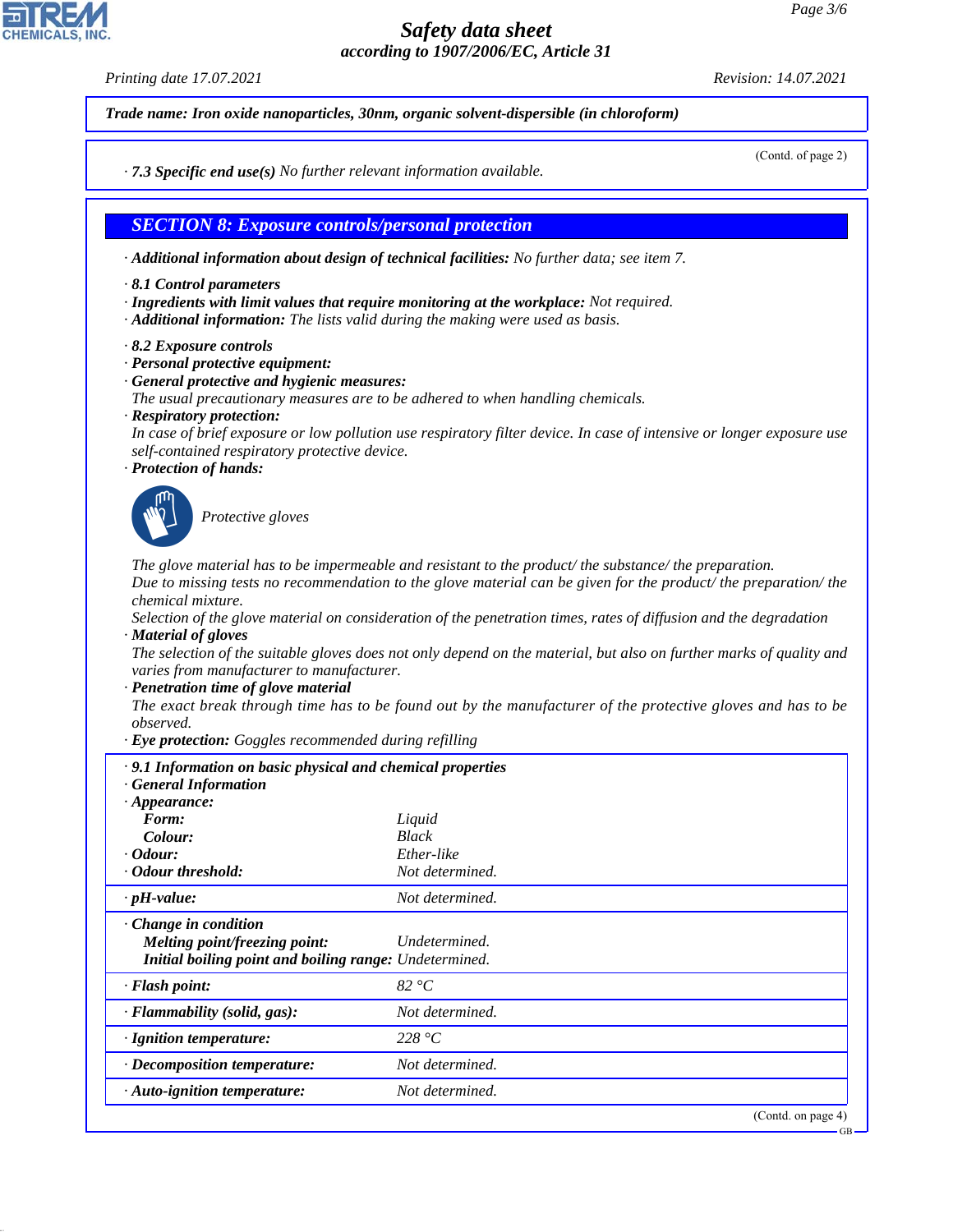**Trade name: Iron oxide nanoparticles, 30nm, organic solvent-dispersible (in chloroform)**

(Contd. of page 2)

· **7.3 Specific end use(s)** No further relevant information available.

## SECTION 8: Exposure controls/personal protection

· **Additional information about design of technical facilities:** No further data; see item 7.

· **8.1 Control parameters**
· **Ingredients with limit values that require monitoring at the workplace:** Not required.
· **Additional information:** The lists valid during the making were used as basis.

· **8.2 Exposure controls**
· **Personal protective equipment:**
· **General protective and hygienic measures:**
The usual precautionary measures are to be adhered to when handling chemicals.
· **Respiratory protection:**
In case of brief exposure or low pollution use respiratory filter device. In case of intensive or longer exposure use self-contained respiratory protective device.
· **Protection of hands:**

Protective gloves

The glove material has to be impermeable and resistant to the product/ the substance/ the preparation.
Due to missing tests no recommendation to the glove material can be given for the product/ the preparation/ the chemical mixture.
Selection of the glove material on consideration of the penetration times, rates of diffusion and the degradation
· **Material of gloves**
The selection of the suitable gloves does not only depend on the material, but also on further marks of quality and varies from manufacturer to manufacturer.
· **Penetration time of glove material**
The exact break through time has to be found out by the manufacturer of the protective gloves and has to be observed.
· **Eye protection:** Goggles recommended during refilling

· **9.1 Information on basic physical and chemical properties**
· **General Information**
· **Appearance:**

| | |
|---|---|
| **Form:** | Liquid |
| **Colour:** | Black |
| · **Odour:** | Ether-like |
| · **Odour threshold:** | Not determined. |
| · **pH-value:** | Not determined. |
| · **Change in condition** | |
| **Melting point/freezing point:** | Undetermined. |
| **Initial boiling point and boiling range:** | Undetermined. |
| · **Flash point:** | 82 °C |
| · **Flammability (solid, gas):** | Not determined. |
| · **Ignition temperature:** | 228 °C |
| · **Decomposition temperature:** | Not determined. |
| · **Auto-ignition temperature:** | Not determined. |

(Contd. on page 4)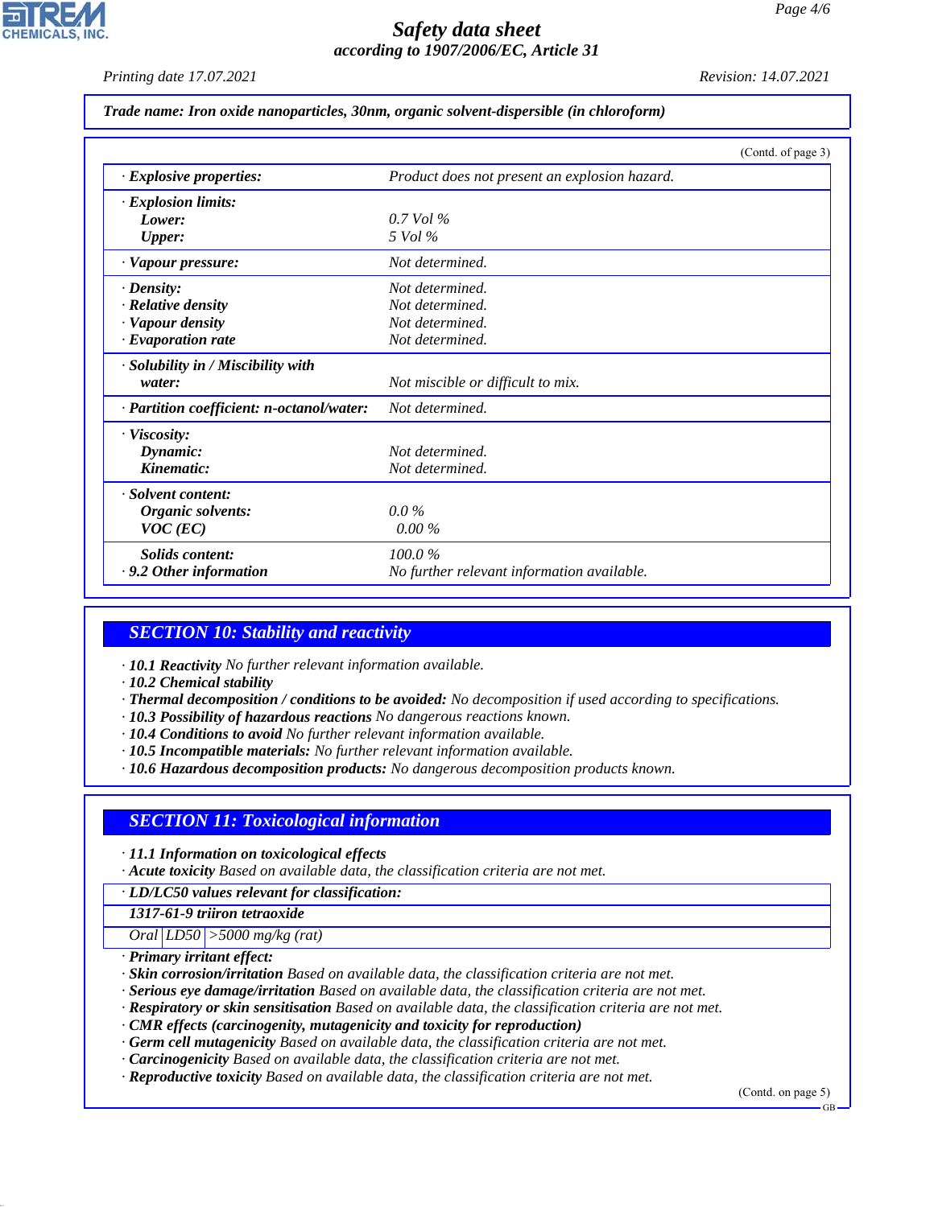**Trade name: Iron oxide nanoparticles, 30nm, organic solvent-dispersible (in chloroform)**

(Contd. of page 3)

| | |
|---|---|
| · **Explosive properties:** | Product does not present an explosion hazard. |
| · **Explosion limits:** | |
| **Lower:** | 0.7 Vol % |
| **Upper:** | 5 Vol % |
| · **Vapour pressure:** | Not determined. |
| · **Density:** | Not determined. |
| · **Relative density** | Not determined. |
| · **Vapour density** | Not determined. |
| · **Evaporation rate** | Not determined. |
| · **Solubility in / Miscibility with water:** | Not miscible or difficult to mix. |
| · **Partition coefficient: n-octanol/water:** | Not determined. |
| · **Viscosity:** | |
| **Dynamic:** | Not determined. |
| **Kinematic:** | Not determined. |
| · **Solvent content:** | |
| **Organic solvents:** | 0.0 % |
| **VOC (EC)** | 0.00 % |
| **Solids content:** | 100.0 % |
| · **9.2 Other information** | No further relevant information available. |

## SECTION 10: Stability and reactivity

· **10.1 Reactivity** No further relevant information available.
· **10.2 Chemical stability**
· **Thermal decomposition / conditions to be avoided:** No decomposition if used according to specifications.
· **10.3 Possibility of hazardous reactions** No dangerous reactions known.
· **10.4 Conditions to avoid** No further relevant information available.
· **10.5 Incompatible materials:** No further relevant information available.
· **10.6 Hazardous decomposition products:** No dangerous decomposition products known.

## SECTION 11: Toxicological information

· **11.1 Information on toxicological effects**
· **Acute toxicity** Based on available data, the classification criteria are not met.

| · **LD/LC50 values relevant for classification:** | | |
|---|---|---|
| **1317-61-9 triiron tetraoxide** | | |
| Oral | LD50 | >5000 mg/kg (rat) |

· **Primary irritant effect:**
· **Skin corrosion/irritation** Based on available data, the classification criteria are not met.
· **Serious eye damage/irritation** Based on available data, the classification criteria are not met.
· **Respiratory or skin sensitisation** Based on available data, the classification criteria are not met.
· **CMR effects (carcinogenity, mutagenicity and toxicity for reproduction)**
· **Germ cell mutagenicity** Based on available data, the classification criteria are not met.
· **Carcinogenicity** Based on available data, the classification criteria are not met.
· **Reproductive toxicity** Based on available data, the classification criteria are not met.

(Contd. on page 5)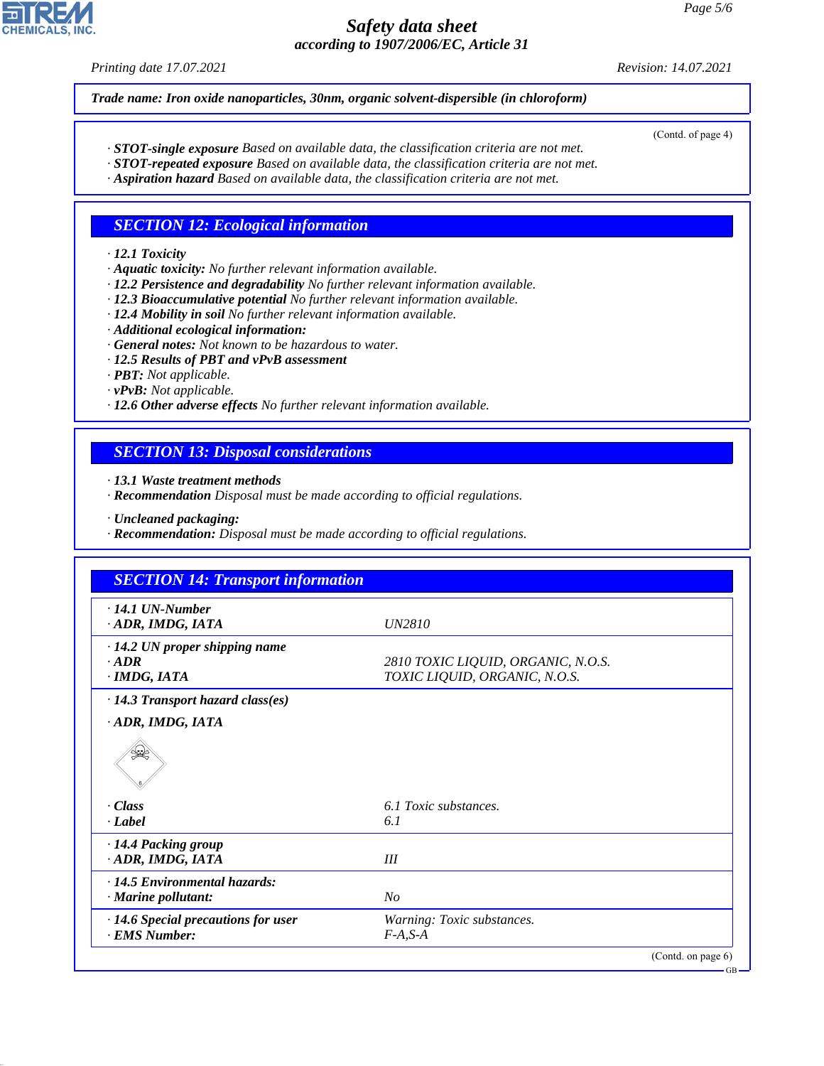**Trade name: Iron oxide nanoparticles, 30nm, organic solvent-dispersible (in chloroform)**

(Contd. of page 4)

· **STOT-single exposure** Based on available data, the classification criteria are not met.
· **STOT-repeated exposure** Based on available data, the classification criteria are not met.
· **Aspiration hazard** Based on available data, the classification criteria are not met.

## SECTION 12: Ecological information

· **12.1 Toxicity**
· **Aquatic toxicity:** No further relevant information available.
· **12.2 Persistence and degradability** No further relevant information available.
· **12.3 Bioaccumulative potential** No further relevant information available.
· **12.4 Mobility in soil** No further relevant information available.
· **Additional ecological information:**
· **General notes:** Not known to be hazardous to water.
· **12.5 Results of PBT and vPvB assessment**
· **PBT:** Not applicable.
· **vPvB:** Not applicable.
· **12.6 Other adverse effects** No further relevant information available.

## SECTION 13: Disposal considerations

· **13.1 Waste treatment methods**
· **Recommendation** Disposal must be made according to official regulations.

· **Uncleaned packaging:**
· **Recommendation:** Disposal must be made according to official regulations.

## SECTION 14: Transport information

| | |
|---|---|
| · **14.1 UN-Number** | |
| · **ADR, IMDG, IATA** | UN2810 |
| · **14.2 UN proper shipping name** | |
| · **ADR** | 2810 TOXIC LIQUID, ORGANIC, N.O.S. |
| · **IMDG, IATA** | TOXIC LIQUID, ORGANIC, N.O.S. |
| · **14.3 Transport hazard class(es)** | |
| · **ADR, IMDG, IATA** | |
| · **Class** | 6.1 Toxic substances. |
| · **Label** | 6.1 |
| · **14.4 Packing group** | |
| · **ADR, IMDG, IATA** | III |
| · **14.5 Environmental hazards:** | |
| · **Marine pollutant:** | No |
| · **14.6 Special precautions for user** | Warning: Toxic substances. |
| · **EMS Number:** | F-A,S-A |

(Contd. on page 6)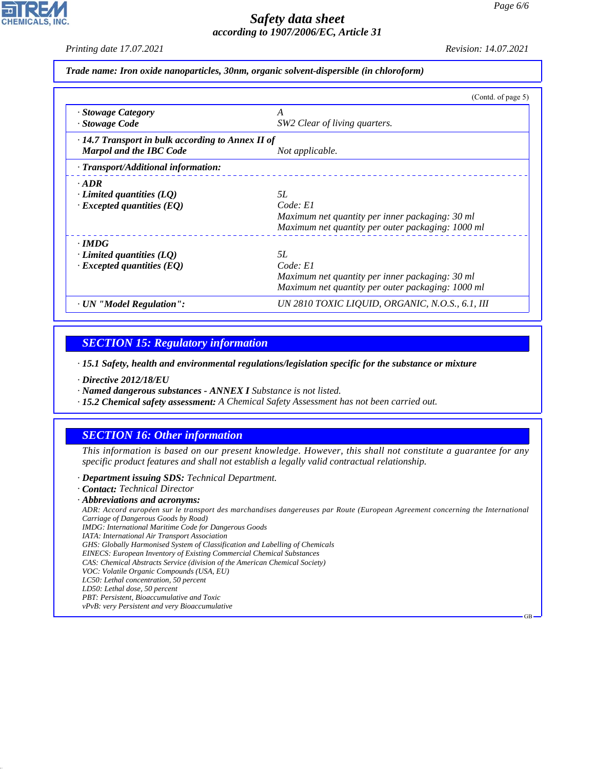*Trade name: Iron oxide nanoparticles, 30nm, organic solvent-dispersible (in chloroform)*

(Contd. of page 5)

| | |
|---|---|
| · **Stowage Category** | A |
| · **Stowage Code** | SW2 Clear of living quarters. |
| · **14.7 Transport in bulk according to Annex II of Marpol and the IBC Code** | Not applicable. |
| · **Transport/Additional information:** | |
| · **ADR** | |
| · **Limited quantities (LQ)** | 5L |
| · **Excepted quantities (EQ)** | Code: E1<br>Maximum net quantity per inner packaging: 30 ml<br>Maximum net quantity per outer packaging: 1000 ml |
| · **IMDG** | |
| · **Limited quantities (LQ)** | 5L |
| · **Excepted quantities (EQ)** | Code: E1<br>Maximum net quantity per inner packaging: 30 ml<br>Maximum net quantity per outer packaging: 1000 ml |
| · **UN "Model Regulation":** | UN 2810 TOXIC LIQUID, ORGANIC, N.O.S., 6.1, III |

## SECTION 15: Regulatory information

· **15.1 Safety, health and environmental regulations/legislation specific for the substance or mixture**

· **Directive 2012/18/EU**
· **Named dangerous substances - ANNEX I** Substance is not listed.
· **15.2 Chemical safety assessment:** A Chemical Safety Assessment has not been carried out.

## SECTION 16: Other information

This information is based on our present knowledge. However, this shall not constitute a guarantee for any specific product features and shall not establish a legally valid contractual relationship.

· **Department issuing SDS:** Technical Department.
· **Contact:** Technical Director
· **Abbreviations and acronyms:**
ADR: Accord européen sur le transport des marchandises dangereuses par Route (European Agreement concerning the International Carriage of Dangerous Goods by Road)
IMDG: International Maritime Code for Dangerous Goods
IATA: International Air Transport Association
GHS: Globally Harmonised System of Classification and Labelling of Chemicals
EINECS: European Inventory of Existing Commercial Chemical Substances
CAS: Chemical Abstracts Service (division of the American Chemical Society)
VOC: Volatile Organic Compounds (USA, EU)
LC50: Lethal concentration, 50 percent
LD50: Lethal dose, 50 percent
PBT: Persistent, Bioaccumulative and Toxic
vPvB: very Persistent and very Bioaccumulative